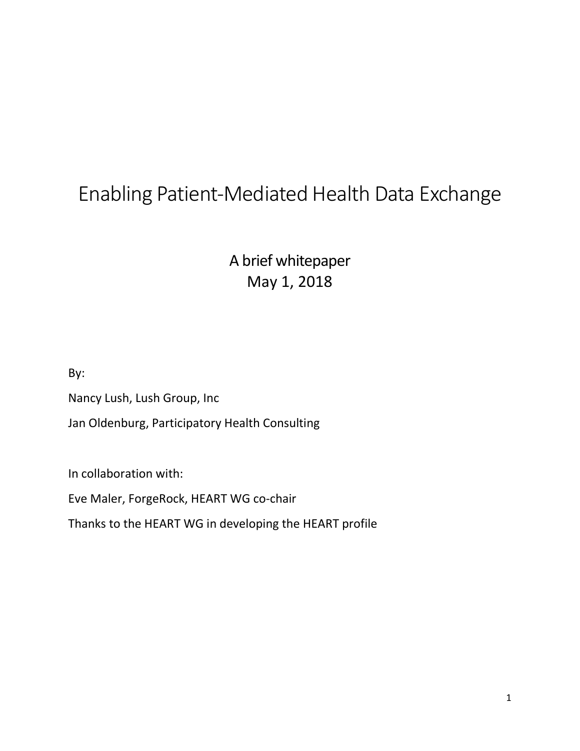# Enabling Patient-Mediated Health Data Exchange

A brief whitepaper
May 1, 2018

By:

Nancy Lush, Lush Group, Inc

Jan Oldenburg, Participatory Health Consulting

In collaboration with:

Eve Maler, ForgeRock, HEART WG co-chair

Thanks to the HEART WG in developing the HEART profile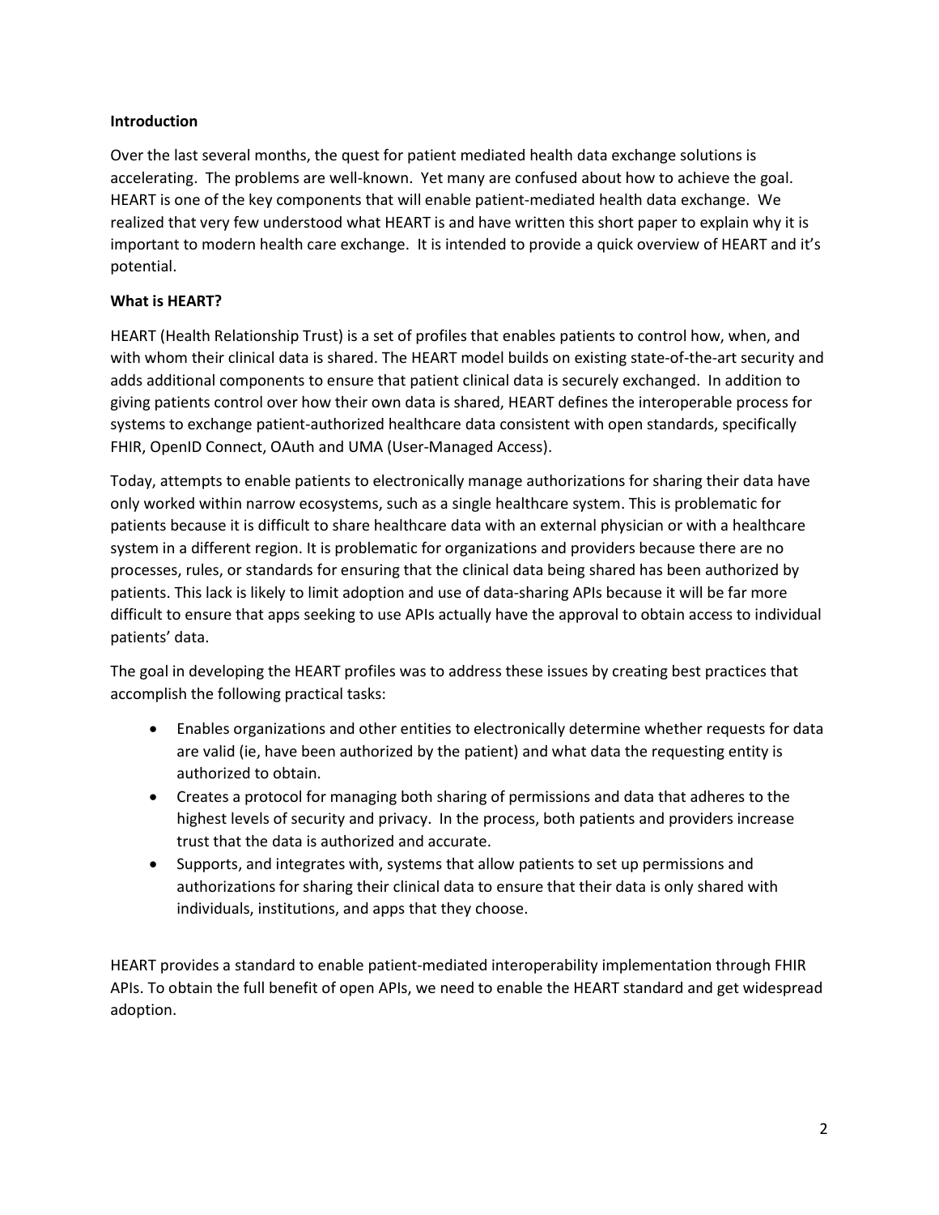**Introduction**

Over the last several months, the quest for patient mediated health data exchange solutions is accelerating. The problems are well-known. Yet many are confused about how to achieve the goal. HEART is one of the key components that will enable patient-mediated health data exchange. We realized that very few understood what HEART is and have written this short paper to explain why it is important to modern health care exchange. It is intended to provide a quick overview of HEART and it's potential.

**What is HEART?**

HEART (Health Relationship Trust) is a set of profiles that enables patients to control how, when, and with whom their clinical data is shared. The HEART model builds on existing state-of-the-art security and adds additional components to ensure that patient clinical data is securely exchanged. In addition to giving patients control over how their own data is shared, HEART defines the interoperable process for systems to exchange patient-authorized healthcare data consistent with open standards, specifically FHIR, OpenID Connect, OAuth and UMA (User-Managed Access).

Today, attempts to enable patients to electronically manage authorizations for sharing their data have only worked within narrow ecosystems, such as a single healthcare system. This is problematic for patients because it is difficult to share healthcare data with an external physician or with a healthcare system in a different region. It is problematic for organizations and providers because there are no processes, rules, or standards for ensuring that the clinical data being shared has been authorized by patients. This lack is likely to limit adoption and use of data-sharing APIs because it will be far more difficult to ensure that apps seeking to use APIs actually have the approval to obtain access to individual patients' data.

The goal in developing the HEART profiles was to address these issues by creating best practices that accomplish the following practical tasks:

- Enables organizations and other entities to electronically determine whether requests for data are valid (ie, have been authorized by the patient) and what data the requesting entity is authorized to obtain.
- Creates a protocol for managing both sharing of permissions and data that adheres to the highest levels of security and privacy. In the process, both patients and providers increase trust that the data is authorized and accurate.
- Supports, and integrates with, systems that allow patients to set up permissions and authorizations for sharing their clinical data to ensure that their data is only shared with individuals, institutions, and apps that they choose.

HEART provides a standard to enable patient-mediated interoperability implementation through FHIR APIs. To obtain the full benefit of open APIs, we need to enable the HEART standard and get widespread adoption.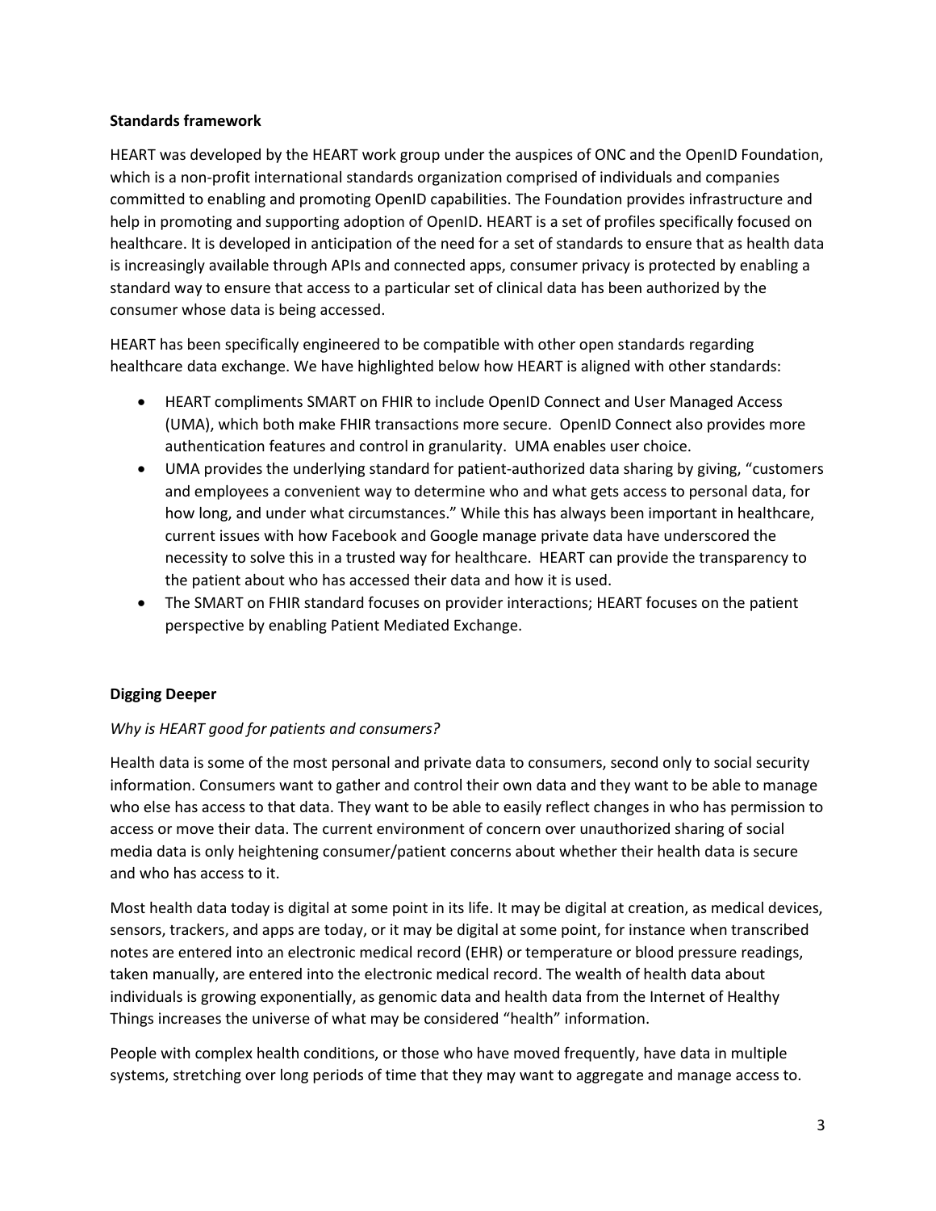**Standards framework**

HEART was developed by the HEART work group under the auspices of ONC and the OpenID Foundation, which is a non-profit international standards organization comprised of individuals and companies committed to enabling and promoting OpenID capabilities. The Foundation provides infrastructure and help in promoting and supporting adoption of OpenID. HEART is a set of profiles specifically focused on healthcare. It is developed in anticipation of the need for a set of standards to ensure that as health data is increasingly available through APIs and connected apps, consumer privacy is protected by enabling a standard way to ensure that access to a particular set of clinical data has been authorized by the consumer whose data is being accessed.

HEART has been specifically engineered to be compatible with other open standards regarding healthcare data exchange. We have highlighted below how HEART is aligned with other standards:

- HEART compliments SMART on FHIR to include OpenID Connect and User Managed Access (UMA), which both make FHIR transactions more secure. OpenID Connect also provides more authentication features and control in granularity. UMA enables user choice.
- UMA provides the underlying standard for patient-authorized data sharing by giving, "customers and employees a convenient way to determine who and what gets access to personal data, for how long, and under what circumstances." While this has always been important in healthcare, current issues with how Facebook and Google manage private data have underscored the necessity to solve this in a trusted way for healthcare. HEART can provide the transparency to the patient about who has accessed their data and how it is used.
- The SMART on FHIR standard focuses on provider interactions; HEART focuses on the patient perspective by enabling Patient Mediated Exchange.

**Digging Deeper**

*Why is HEART good for patients and consumers?*

Health data is some of the most personal and private data to consumers, second only to social security information. Consumers want to gather and control their own data and they want to be able to manage who else has access to that data. They want to be able to easily reflect changes in who has permission to access or move their data. The current environment of concern over unauthorized sharing of social media data is only heightening consumer/patient concerns about whether their health data is secure and who has access to it.

Most health data today is digital at some point in its life. It may be digital at creation, as medical devices, sensors, trackers, and apps are today, or it may be digital at some point, for instance when transcribed notes are entered into an electronic medical record (EHR) or temperature or blood pressure readings, taken manually, are entered into the electronic medical record. The wealth of health data about individuals is growing exponentially, as genomic data and health data from the Internet of Healthy Things increases the universe of what may be considered "health" information.

People with complex health conditions, or those who have moved frequently, have data in multiple systems, stretching over long periods of time that they may want to aggregate and manage access to.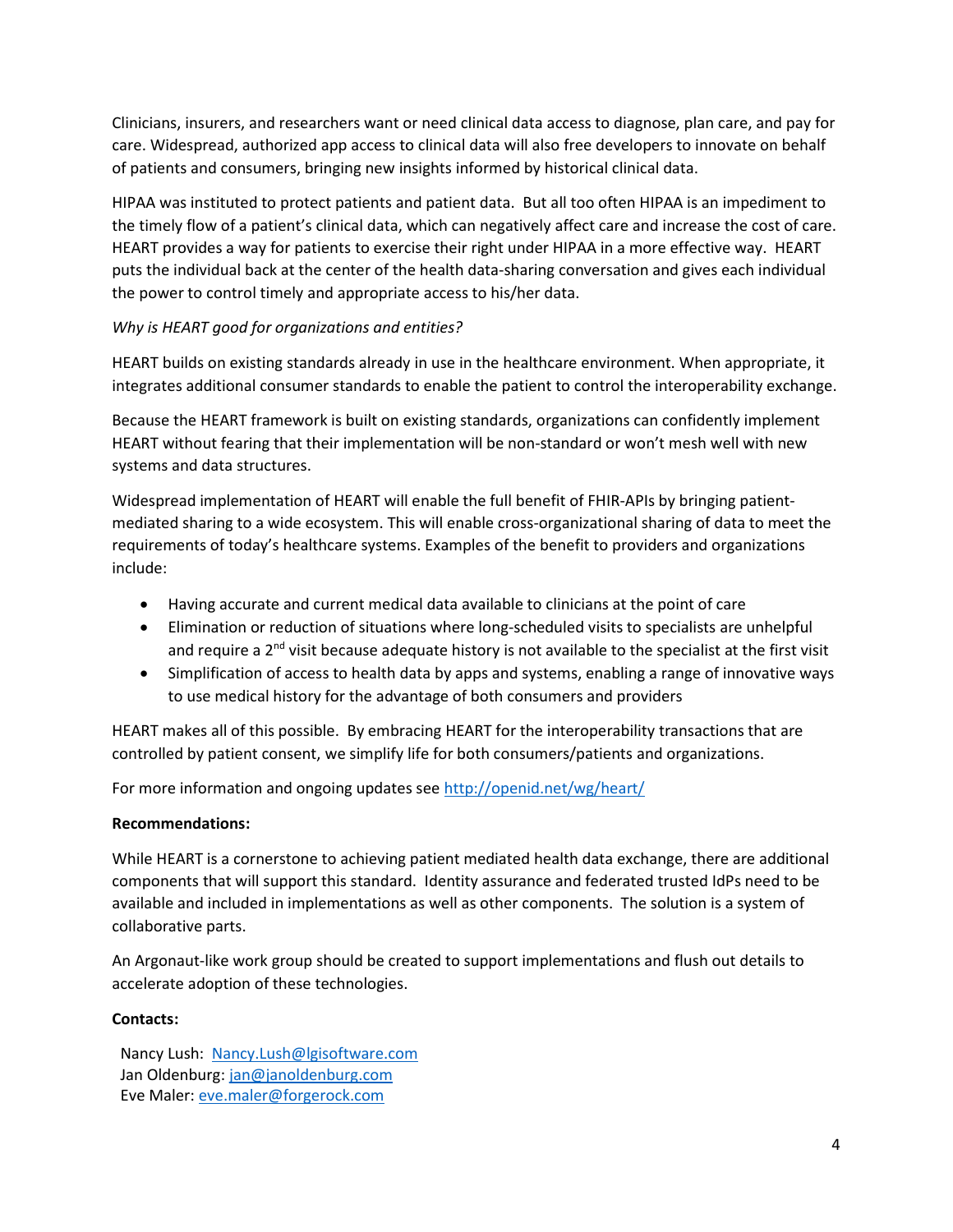Clinicians, insurers, and researchers want or need clinical data access to diagnose, plan care, and pay for care. Widespread, authorized app access to clinical data will also free developers to innovate on behalf of patients and consumers, bringing new insights informed by historical clinical data.

HIPAA was instituted to protect patients and patient data. But all too often HIPAA is an impediment to the timely flow of a patient's clinical data, which can negatively affect care and increase the cost of care. HEART provides a way for patients to exercise their right under HIPAA in a more effective way. HEART puts the individual back at the center of the health data-sharing conversation and gives each individual the power to control timely and appropriate access to his/her data.

*Why is HEART good for organizations and entities?*

HEART builds on existing standards already in use in the healthcare environment. When appropriate, it integrates additional consumer standards to enable the patient to control the interoperability exchange.

Because the HEART framework is built on existing standards, organizations can confidently implement HEART without fearing that their implementation will be non-standard or won't mesh well with new systems and data structures.

Widespread implementation of HEART will enable the full benefit of FHIR-APIs by bringing patient-mediated sharing to a wide ecosystem. This will enable cross-organizational sharing of data to meet the requirements of today's healthcare systems. Examples of the benefit to providers and organizations include:

- Having accurate and current medical data available to clinicians at the point of care
- Elimination or reduction of situations where long-scheduled visits to specialists are unhelpful and require a 2nd visit because adequate history is not available to the specialist at the first visit
- Simplification of access to health data by apps and systems, enabling a range of innovative ways to use medical history for the advantage of both consumers and providers

HEART makes all of this possible. By embracing HEART for the interoperability transactions that are controlled by patient consent, we simplify life for both consumers/patients and organizations.

For more information and ongoing updates see http://openid.net/wg/heart/

**Recommendations:**

While HEART is a cornerstone to achieving patient mediated health data exchange, there are additional components that will support this standard. Identity assurance and federated trusted IdPs need to be available and included in implementations as well as other components. The solution is a system of collaborative parts.

An Argonaut-like work group should be created to support implementations and flush out details to accelerate adoption of these technologies.

**Contacts:**

Nancy Lush: Nancy.Lush@lgisoftware.com
Jan Oldenburg: jan@janoldenburg.com
Eve Maler: eve.maler@forgerock.com